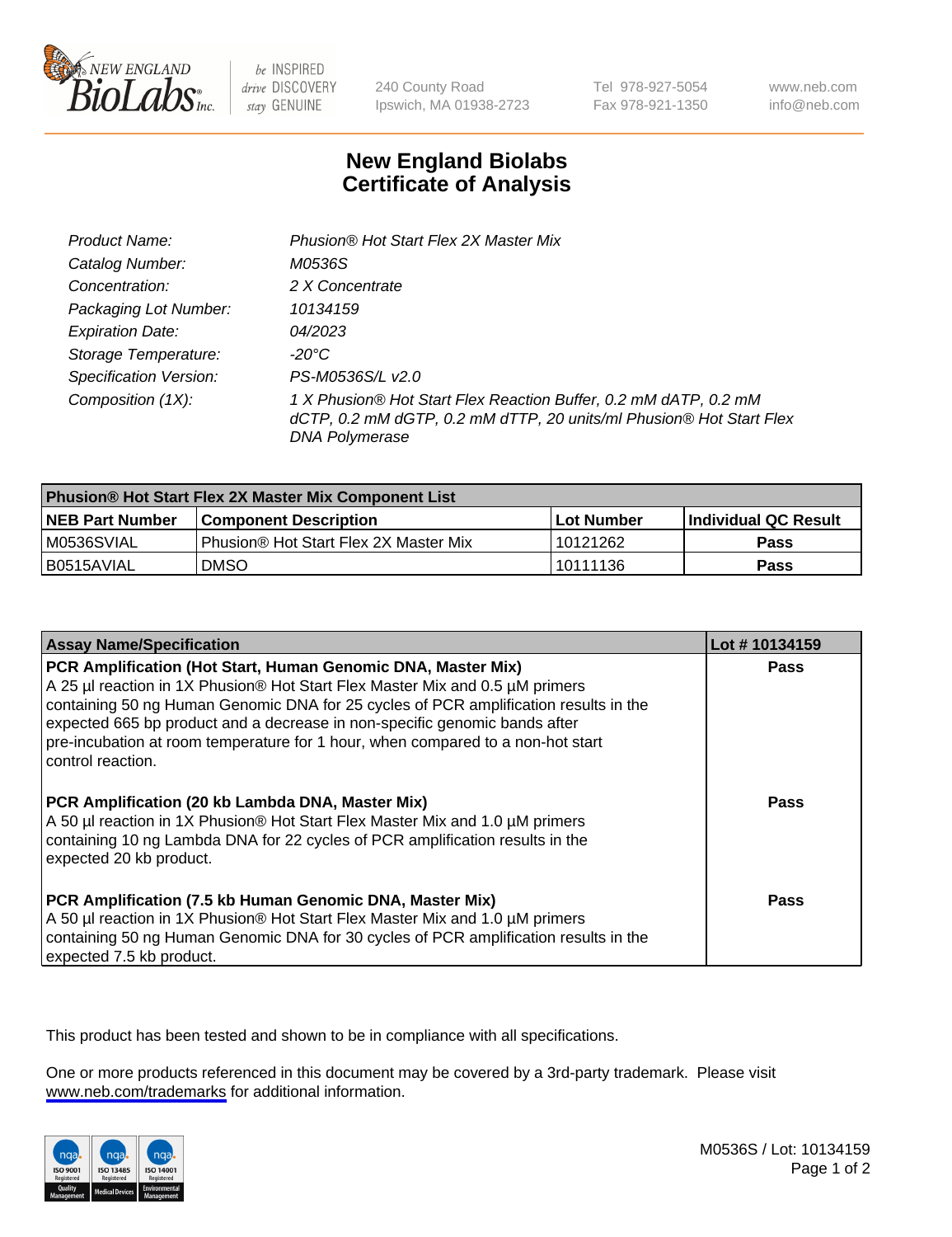240 County Road
Ipswich, MA 01938-2723

Tel 978-927-5054
Fax 978-921-1350

www.neb.com
info@neb.com

# New England Biolabs
# Certificate of Analysis

| | |
|---|---|
| *Product Name:* | *Phusion® Hot Start Flex 2X Master Mix* |
| *Catalog Number:* | *M0536S* |
| *Concentration:* | *2 X Concentrate* |
| *Packaging Lot Number:* | *10134159* |
| *Expiration Date:* | *04/2023* |
| *Storage Temperature:* | *-20°C* |
| *Specification Version:* | *PS-M0536S/L v2.0* |
| *Composition (1X):* | *1 X Phusion® Hot Start Flex Reaction Buffer, 0.2 mM dATP, 0.2 mM dCTP, 0.2 mM dGTP, 0.2 mM dTTP, 20 units/ml Phusion® Hot Start Flex DNA Polymerase* |

| **Phusion® Hot Start Flex 2X Master Mix Component List** | | | |
|---|---|---|---|
| **NEB Part Number** | **Component Description** | **Lot Number** | **Individual QC Result** |
| M0536SVIAL | Phusion® Hot Start Flex 2X Master Mix | 10121262 | **Pass** |
| B0515AVIAL | DMSO | 10111136 | **Pass** |

| **Assay Name/Specification** | **Lot # 10134159** |
|---|---|
| **PCR Amplification (Hot Start, Human Genomic DNA, Master Mix)** A 25 µl reaction in 1X Phusion® Hot Start Flex Master Mix and 0.5 µM primers containing 50 ng Human Genomic DNA for 25 cycles of PCR amplification results in the expected 665 bp product and a decrease in non-specific genomic bands after pre-incubation at room temperature for 1 hour, when compared to a non-hot start control reaction. | **Pass** |
| **PCR Amplification (20 kb Lambda DNA, Master Mix)** A 50 µl reaction in 1X Phusion® Hot Start Flex Master Mix and 1.0 µM primers containing 10 ng Lambda DNA for 22 cycles of PCR amplification results in the expected 20 kb product. | **Pass** |
| **PCR Amplification (7.5 kb Human Genomic DNA, Master Mix)** A 50 µl reaction in 1X Phusion® Hot Start Flex Master Mix and 1.0 µM primers containing 50 ng Human Genomic DNA for 30 cycles of PCR amplification results in the expected 7.5 kb product. | **Pass** |

This product has been tested and shown to be in compliance with all specifications.

One or more products referenced in this document may be covered by a 3rd-party trademark. Please visit www.neb.com/trademarks for additional information.

M0536S / Lot: 10134159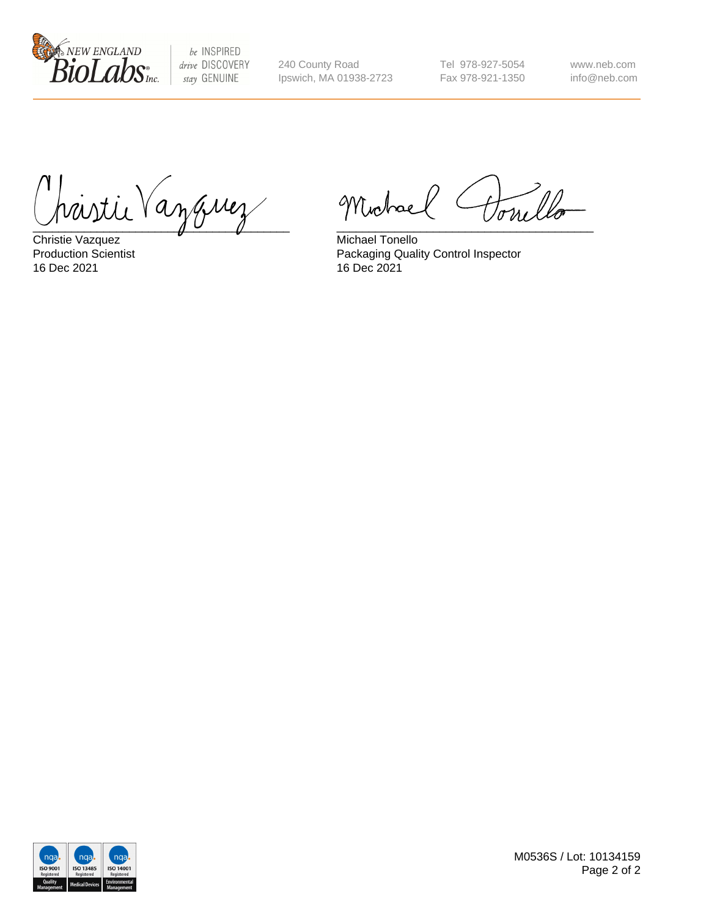NEW ENGLAND BioLabs Inc.

be INSPIRED drive DISCOVERY stay GENUINE

240 County Road
Ipswich, MA 01938-2723

Tel 978-927-5054
Fax 978-921-1350

www.neb.com
info@neb.com

Christie Vazquez
Production Scientist
16 Dec 2021

Michael Tonello
Packaging Quality Control Inspector
16 Dec 2021

M0536S / Lot: 10134159